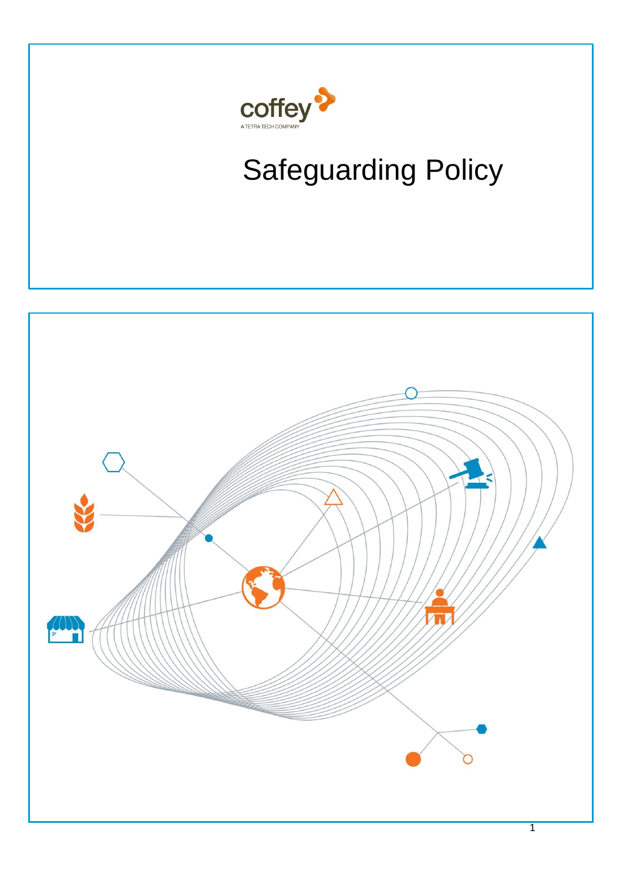coffey

A TETRA TECH COMPANY

# Safeguarding Policy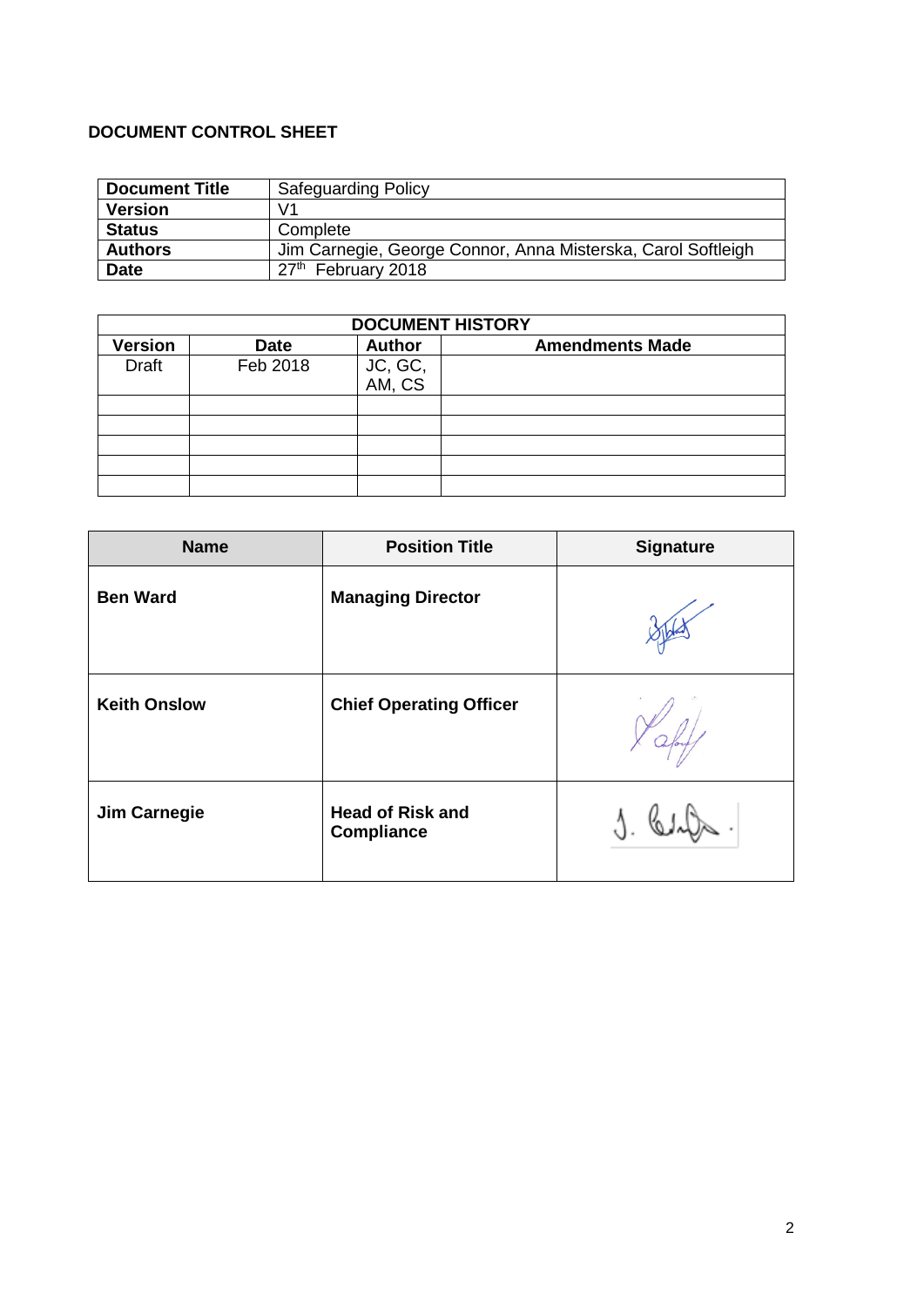**DOCUMENT CONTROL SHEET**

| **Document Title** | Safeguarding Policy |
|---|---|
| **Version** | V1 |
| **Status** | Complete |
| **Authors** | Jim Carnegie, George Connor, Anna Misterska, Carol Softleigh |
| **Date** | 27th February 2018 |

| **DOCUMENT HISTORY** | | | |
|---|---|---|---|
| **Version** | **Date** | **Author** | **Amendments Made** |
| Draft | Feb 2018 | JC, GC, AM, CS | |
| | | | |
| | | | |
| | | | |
| | | | |
| | | | |

| Name | Position Title | Signature |
|---|---|---|
| **Ben Ward** | **Managing Director** | |
| **Keith Onslow** | **Chief Operating Officer** | |
| **Jim Carnegie** | **Head of Risk and Compliance** | |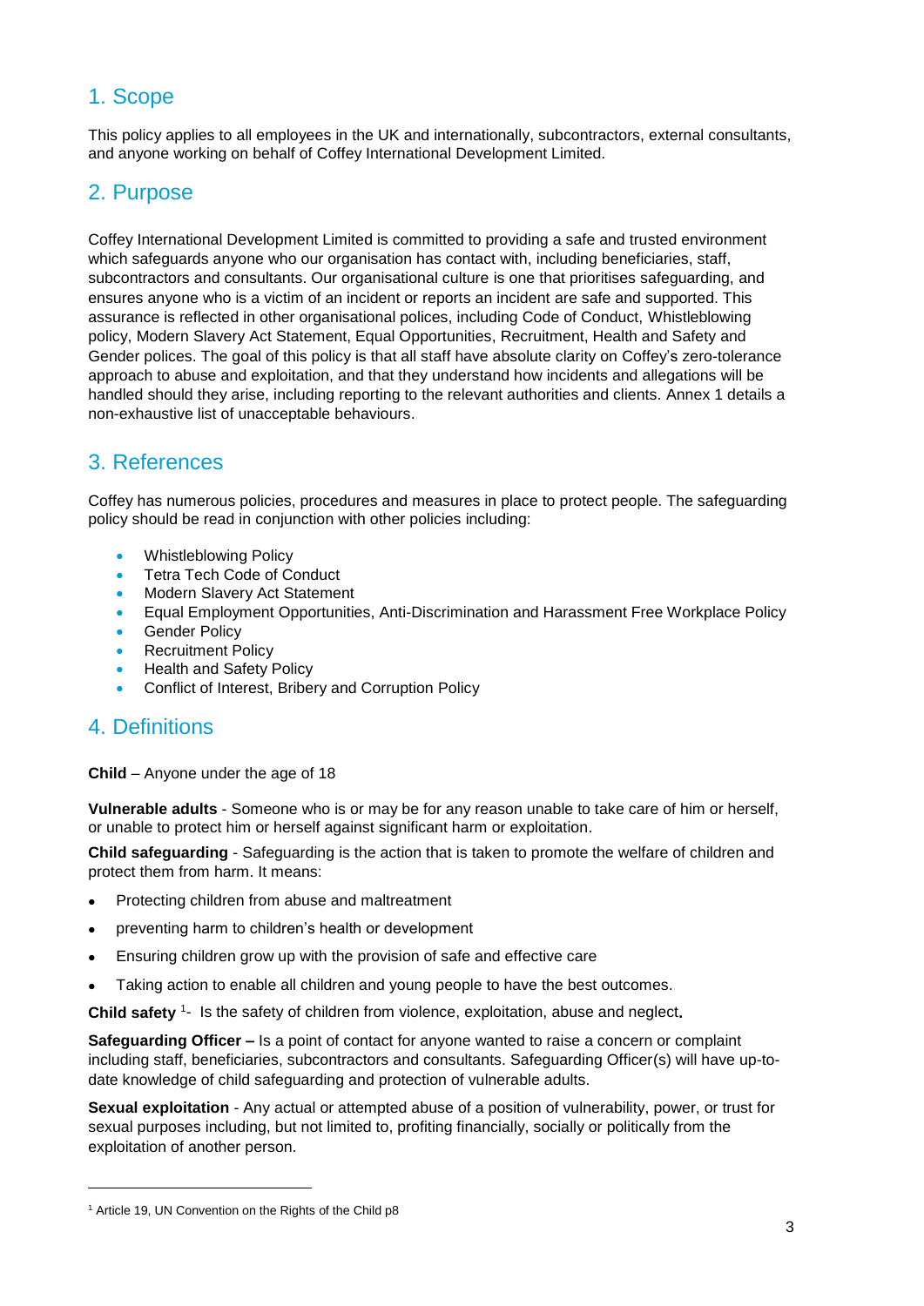## 1. Scope

This policy applies to all employees in the UK and internationally, subcontractors, external consultants, and anyone working on behalf of Coffey International Development Limited.

## 2. Purpose

Coffey International Development Limited is committed to providing a safe and trusted environment which safeguards anyone who our organisation has contact with, including beneficiaries, staff, subcontractors and consultants. Our organisational culture is one that prioritises safeguarding, and ensures anyone who is a victim of an incident or reports an incident are safe and supported. This assurance is reflected in other organisational polices, including Code of Conduct, Whistleblowing policy, Modern Slavery Act Statement, Equal Opportunities, Recruitment, Health and Safety and Gender polices. The goal of this policy is that all staff have absolute clarity on Coffey's zero-tolerance approach to abuse and exploitation, and that they understand how incidents and allegations will be handled should they arise, including reporting to the relevant authorities and clients. Annex 1 details a non-exhaustive list of unacceptable behaviours.

## 3. References

Coffey has numerous policies, procedures and measures in place to protect people. The safeguarding policy should be read in conjunction with other policies including:

- Whistleblowing Policy
- Tetra Tech Code of Conduct
- Modern Slavery Act Statement
- Equal Employment Opportunities, Anti-Discrimination and Harassment Free Workplace Policy
- Gender Policy
- Recruitment Policy
- Health and Safety Policy
- Conflict of Interest, Bribery and Corruption Policy

## 4. Definitions

**Child** – Anyone under the age of 18

**Vulnerable adults** - Someone who is or may be for any reason unable to take care of him or herself, or unable to protect him or herself against significant harm or exploitation.

**Child safeguarding** - Safeguarding is the action that is taken to promote the welfare of children and protect them from harm. It means:

- Protecting children from abuse and maltreatment
- preventing harm to children's health or development
- Ensuring children grow up with the provision of safe and effective care
- Taking action to enable all children and young people to have the best outcomes.

**Child safety** [1]- Is the safety of children from violence, exploitation, abuse and neglect**.**

**Safeguarding Officer –** Is a point of contact for anyone wanted to raise a concern or complaint including staff, beneficiaries, subcontractors and consultants. Safeguarding Officer(s) will have up-to-date knowledge of child safeguarding and protection of vulnerable adults.

**Sexual exploitation** - Any actual or attempted abuse of a position of vulnerability, power, or trust for sexual purposes including, but not limited to, profiting financially, socially or politically from the exploitation of another person.

---

[1] Article 19, UN Convention on the Rights of the Child p8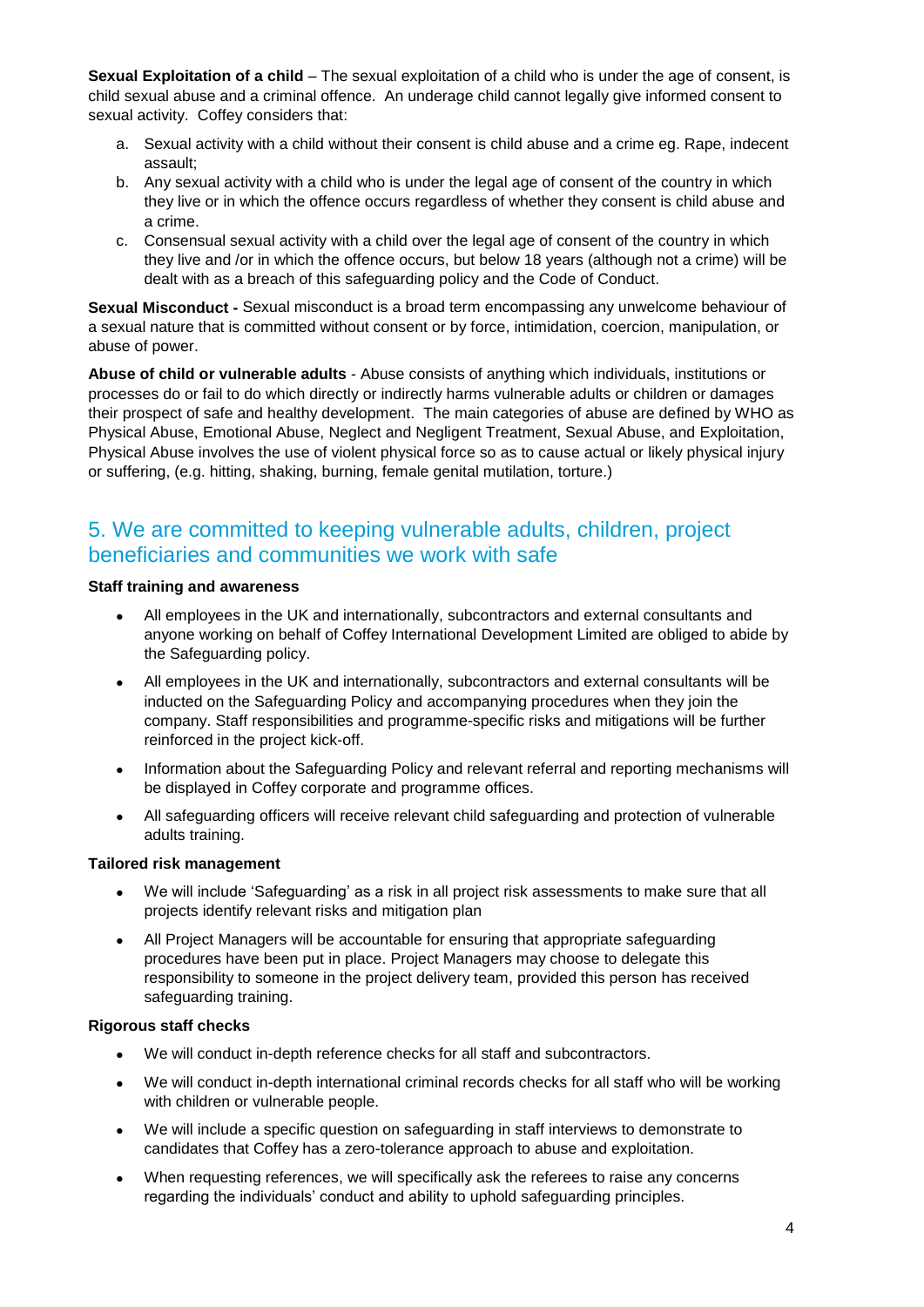**Sexual Exploitation of a child** – The sexual exploitation of a child who is under the age of consent, is child sexual abuse and a criminal offence. An underage child cannot legally give informed consent to sexual activity. Coffey considers that:

a. Sexual activity with a child without their consent is child abuse and a crime eg. Rape, indecent assault;
b. Any sexual activity with a child who is under the legal age of consent of the country in which they live or in which the offence occurs regardless of whether they consent is child abuse and a crime.
c. Consensual sexual activity with a child over the legal age of consent of the country in which they live and /or in which the offence occurs, but below 18 years (although not a crime) will be dealt with as a breach of this safeguarding policy and the Code of Conduct.

**Sexual Misconduct -** Sexual misconduct is a broad term encompassing any unwelcome behaviour of a sexual nature that is committed without consent or by force, intimidation, coercion, manipulation, or abuse of power.

**Abuse of child or vulnerable adults** - Abuse consists of anything which individuals, institutions or processes do or fail to do which directly or indirectly harms vulnerable adults or children or damages their prospect of safe and healthy development. The main categories of abuse are defined by WHO as Physical Abuse, Emotional Abuse, Neglect and Negligent Treatment, Sexual Abuse, and Exploitation, Physical Abuse involves the use of violent physical force so as to cause actual or likely physical injury or suffering, (e.g. hitting, shaking, burning, female genital mutilation, torture.)

## 5. We are committed to keeping vulnerable adults, children, project beneficiaries and communities we work with safe

**Staff training and awareness**

- All employees in the UK and internationally, subcontractors and external consultants and anyone working on behalf of Coffey International Development Limited are obliged to abide by the Safeguarding policy.
- All employees in the UK and internationally, subcontractors and external consultants will be inducted on the Safeguarding Policy and accompanying procedures when they join the company. Staff responsibilities and programme-specific risks and mitigations will be further reinforced in the project kick-off.
- Information about the Safeguarding Policy and relevant referral and reporting mechanisms will be displayed in Coffey corporate and programme offices.
- All safeguarding officers will receive relevant child safeguarding and protection of vulnerable adults training.

**Tailored risk management**

- We will include 'Safeguarding' as a risk in all project risk assessments to make sure that all projects identify relevant risks and mitigation plan
- All Project Managers will be accountable for ensuring that appropriate safeguarding procedures have been put in place. Project Managers may choose to delegate this responsibility to someone in the project delivery team, provided this person has received safeguarding training.

**Rigorous staff checks**

- We will conduct in-depth reference checks for all staff and subcontractors.
- We will conduct in-depth international criminal records checks for all staff who will be working with children or vulnerable people.
- We will include a specific question on safeguarding in staff interviews to demonstrate to candidates that Coffey has a zero-tolerance approach to abuse and exploitation.
- When requesting references, we will specifically ask the referees to raise any concerns regarding the individuals' conduct and ability to uphold safeguarding principles.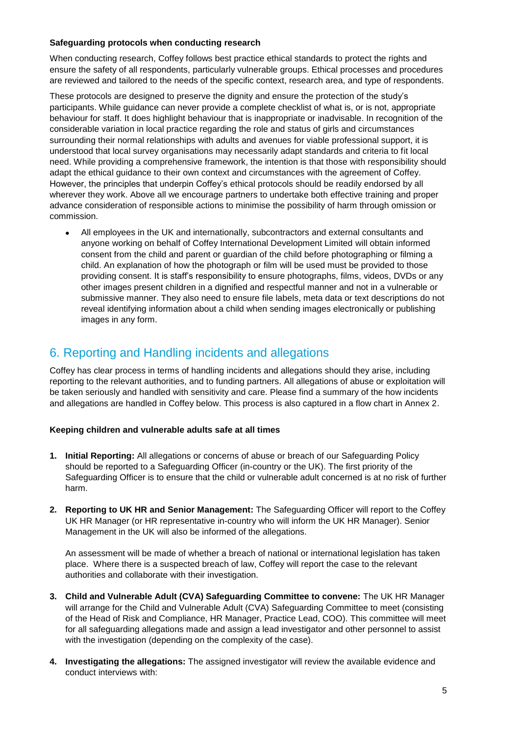**Safeguarding protocols when conducting research**

When conducting research, Coffey follows best practice ethical standards to protect the rights and ensure the safety of all respondents, particularly vulnerable groups. Ethical processes and procedures are reviewed and tailored to the needs of the specific context, research area, and type of respondents.

These protocols are designed to preserve the dignity and ensure the protection of the study's participants. While guidance can never provide a complete checklist of what is, or is not, appropriate behaviour for staff. It does highlight behaviour that is inappropriate or inadvisable. In recognition of the considerable variation in local practice regarding the role and status of girls and circumstances surrounding their normal relationships with adults and avenues for viable professional support, it is understood that local survey organisations may necessarily adapt standards and criteria to fit local need. While providing a comprehensive framework, the intention is that those with responsibility should adapt the ethical guidance to their own context and circumstances with the agreement of Coffey. However, the principles that underpin Coffey's ethical protocols should be readily endorsed by all wherever they work. Above all we encourage partners to undertake both effective training and proper advance consideration of responsible actions to minimise the possibility of harm through omission or commission.

- All employees in the UK and internationally, subcontractors and external consultants and anyone working on behalf of Coffey International Development Limited will obtain informed consent from the child and parent or guardian of the child before photographing or filming a child. An explanation of how the photograph or film will be used must be provided to those providing consent. It is staff's responsibility to ensure photographs, films, videos, DVDs or any other images present children in a dignified and respectful manner and not in a vulnerable or submissive manner. They also need to ensure file labels, meta data or text descriptions do not reveal identifying information about a child when sending images electronically or publishing images in any form.

## 6. Reporting and Handling incidents and allegations

Coffey has clear process in terms of handling incidents and allegations should they arise, including reporting to the relevant authorities, and to funding partners. All allegations of abuse or exploitation will be taken seriously and handled with sensitivity and care. Please find a summary of the how incidents and allegations are handled in Coffey below. This process is also captured in a flow chart in Annex 2.

**Keeping children and vulnerable adults safe at all times**

1. **Initial Reporting:** All allegations or concerns of abuse or breach of our Safeguarding Policy should be reported to a Safeguarding Officer (in-country or the UK). The first priority of the Safeguarding Officer is to ensure that the child or vulnerable adult concerned is at no risk of further harm.

2. **Reporting to UK HR and Senior Management:** The Safeguarding Officer will report to the Coffey UK HR Manager (or HR representative in-country who will inform the UK HR Manager). Senior Management in the UK will also be informed of the allegations.

   An assessment will be made of whether a breach of national or international legislation has taken place. Where there is a suspected breach of law, Coffey will report the case to the relevant authorities and collaborate with their investigation.

3. **Child and Vulnerable Adult (CVA) Safeguarding Committee to convene:** The UK HR Manager will arrange for the Child and Vulnerable Adult (CVA) Safeguarding Committee to meet (consisting of the Head of Risk and Compliance, HR Manager, Practice Lead, COO). This committee will meet for all safeguarding allegations made and assign a lead investigator and other personnel to assist with the investigation (depending on the complexity of the case).

4. **Investigating the allegations:** The assigned investigator will review the available evidence and conduct interviews with: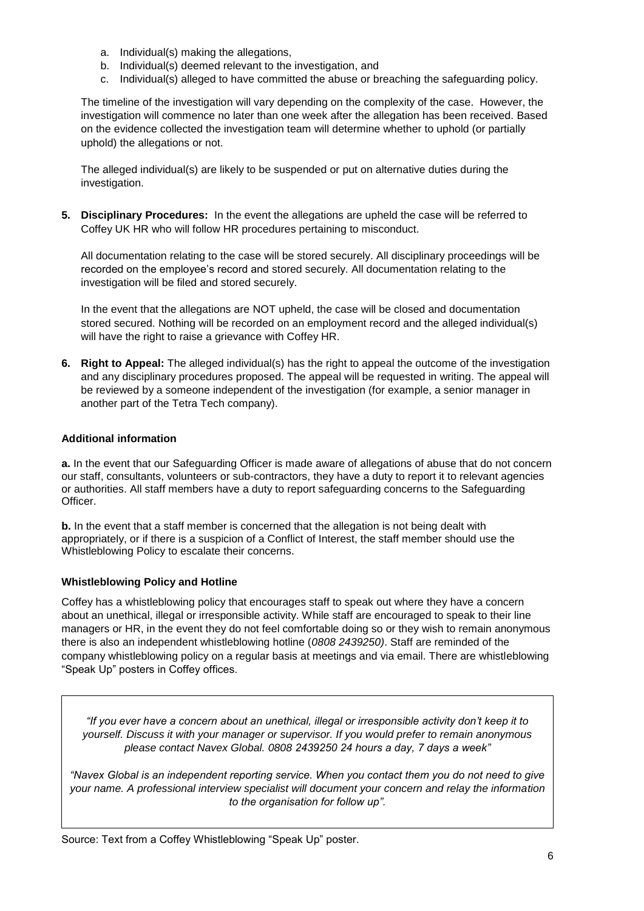a. Individual(s) making the allegations,
b. Individual(s) deemed relevant to the investigation, and
c. Individual(s) alleged to have committed the abuse or breaching the safeguarding policy.

The timeline of the investigation will vary depending on the complexity of the case. However, the investigation will commence no later than one week after the allegation has been received. Based on the evidence collected the investigation team will determine whether to uphold (or partially uphold) the allegations or not.

The alleged individual(s) are likely to be suspended or put on alternative duties during the investigation.

5. **Disciplinary Procedures:** In the event the allegations are upheld the case will be referred to Coffey UK HR who will follow HR procedures pertaining to misconduct.

   All documentation relating to the case will be stored securely. All disciplinary proceedings will be recorded on the employee's record and stored securely. All documentation relating to the investigation will be filed and stored securely.

   In the event that the allegations are NOT upheld, the case will be closed and documentation stored secured. Nothing will be recorded on an employment record and the alleged individual(s) will have the right to raise a grievance with Coffey HR.

6. **Right to Appeal:** The alleged individual(s) has the right to appeal the outcome of the investigation and any disciplinary procedures proposed. The appeal will be requested in writing. The appeal will be reviewed by a someone independent of the investigation (for example, a senior manager in another part of the Tetra Tech company).

**Additional information**

**a.** In the event that our Safeguarding Officer is made aware of allegations of abuse that do not concern our staff, consultants, volunteers or sub-contractors, they have a duty to report it to relevant agencies or authorities. All staff members have a duty to report safeguarding concerns to the Safeguarding Officer.

**b.** In the event that a staff member is concerned that the allegation is not being dealt with appropriately, or if there is a suspicion of a Conflict of Interest, the staff member should use the Whistleblowing Policy to escalate their concerns.

**Whistleblowing Policy and Hotline**

Coffey has a whistleblowing policy that encourages staff to speak out where they have a concern about an unethical, illegal or irresponsible activity. While staff are encouraged to speak to their line managers or HR, in the event they do not feel comfortable doing so or they wish to remain anonymous there is also an independent whistleblowing hotline (*0808 2439250)*. Staff are reminded of the company whistleblowing policy on a regular basis at meetings and via email. There are whistleblowing "Speak Up" posters in Coffey offices.

> *"If you ever have a concern about an unethical, illegal or irresponsible activity don't keep it to yourself. Discuss it with your manager or supervisor. If you would prefer to remain anonymous please contact Navex Global. 0808 2439250 24 hours a day, 7 days a week"*
>
> *"Navex Global is an independent reporting service. When you contact them you do not need to give your name. A professional interview specialist will document your concern and relay the information to the organisation for follow up".*

Source: Text from a Coffey Whistleblowing "Speak Up" poster.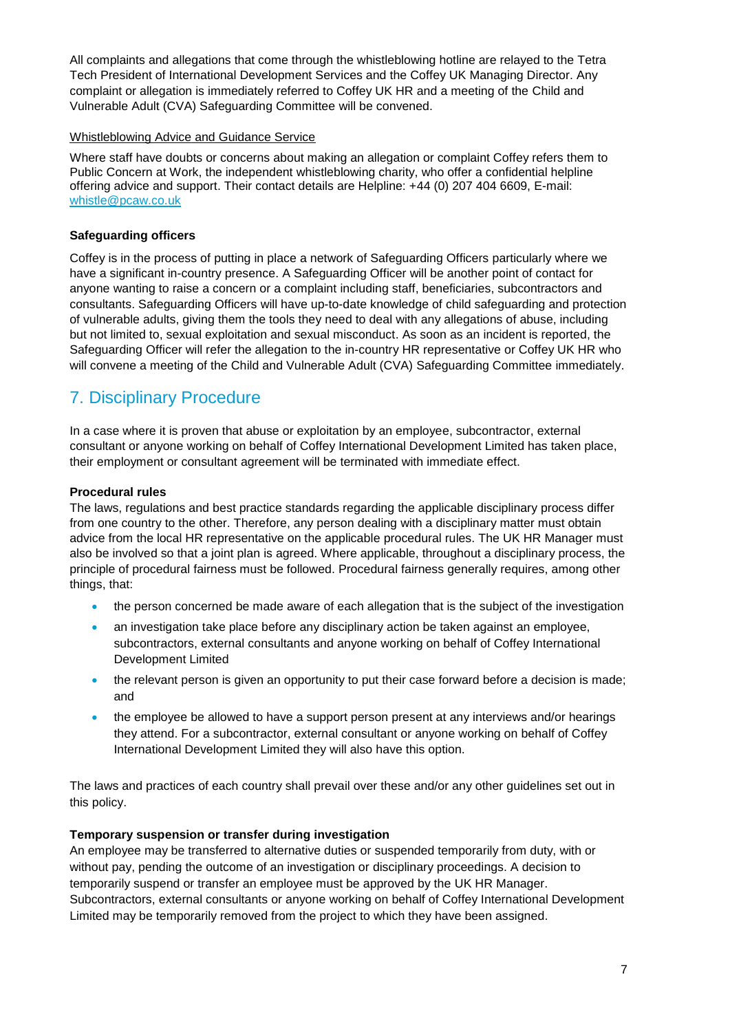All complaints and allegations that come through the whistleblowing hotline are relayed to the Tetra Tech President of International Development Services and the Coffey UK Managing Director. Any complaint or allegation is immediately referred to Coffey UK HR and a meeting of the Child and Vulnerable Adult (CVA) Safeguarding Committee will be convened.

Whistleblowing Advice and Guidance Service

Where staff have doubts or concerns about making an allegation or complaint Coffey refers them to Public Concern at Work, the independent whistleblowing charity, who offer a confidential helpline offering advice and support. Their contact details are Helpline: +44 (0) 207 404 6609, E-mail: whistle@pcaw.co.uk

**Safeguarding officers**

Coffey is in the process of putting in place a network of Safeguarding Officers particularly where we have a significant in-country presence. A Safeguarding Officer will be another point of contact for anyone wanting to raise a concern or a complaint including staff, beneficiaries, subcontractors and consultants. Safeguarding Officers will have up-to-date knowledge of child safeguarding and protection of vulnerable adults, giving them the tools they need to deal with any allegations of abuse, including but not limited to, sexual exploitation and sexual misconduct. As soon as an incident is reported, the Safeguarding Officer will refer the allegation to the in-country HR representative or Coffey UK HR who will convene a meeting of the Child and Vulnerable Adult (CVA) Safeguarding Committee immediately.

## 7. Disciplinary Procedure

In a case where it is proven that abuse or exploitation by an employee, subcontractor, external consultant or anyone working on behalf of Coffey International Development Limited has taken place, their employment or consultant agreement will be terminated with immediate effect.

**Procedural rules**

The laws, regulations and best practice standards regarding the applicable disciplinary process differ from one country to the other. Therefore, any person dealing with a disciplinary matter must obtain advice from the local HR representative on the applicable procedural rules. The UK HR Manager must also be involved so that a joint plan is agreed. Where applicable, throughout a disciplinary process, the principle of procedural fairness must be followed. Procedural fairness generally requires, among other things, that:

- the person concerned be made aware of each allegation that is the subject of the investigation
- an investigation take place before any disciplinary action be taken against an employee, subcontractors, external consultants and anyone working on behalf of Coffey International Development Limited
- the relevant person is given an opportunity to put their case forward before a decision is made; and
- the employee be allowed to have a support person present at any interviews and/or hearings they attend. For a subcontractor, external consultant or anyone working on behalf of Coffey International Development Limited they will also have this option.

The laws and practices of each country shall prevail over these and/or any other guidelines set out in this policy.

**Temporary suspension or transfer during investigation**

An employee may be transferred to alternative duties or suspended temporarily from duty, with or without pay, pending the outcome of an investigation or disciplinary proceedings. A decision to temporarily suspend or transfer an employee must be approved by the UK HR Manager. Subcontractors, external consultants or anyone working on behalf of Coffey International Development Limited may be temporarily removed from the project to which they have been assigned.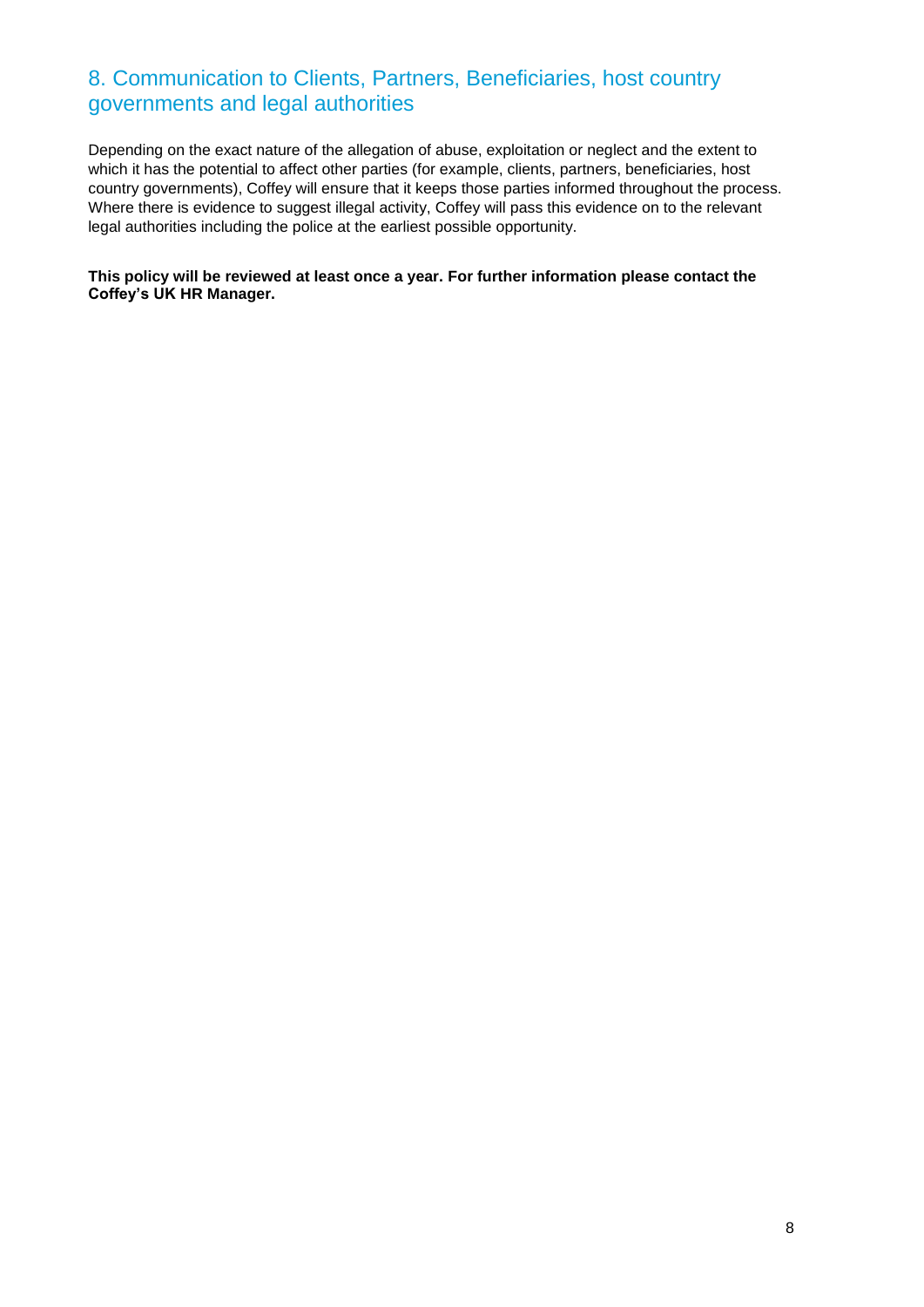## 8. Communication to Clients, Partners, Beneficiaries, host country governments and legal authorities

Depending on the exact nature of the allegation of abuse, exploitation or neglect and the extent to which it has the potential to affect other parties (for example, clients, partners, beneficiaries, host country governments), Coffey will ensure that it keeps those parties informed throughout the process. Where there is evidence to suggest illegal activity, Coffey will pass this evidence on to the relevant legal authorities including the police at the earliest possible opportunity.

**This policy will be reviewed at least once a year. For further information please contact the Coffey's UK HR Manager.**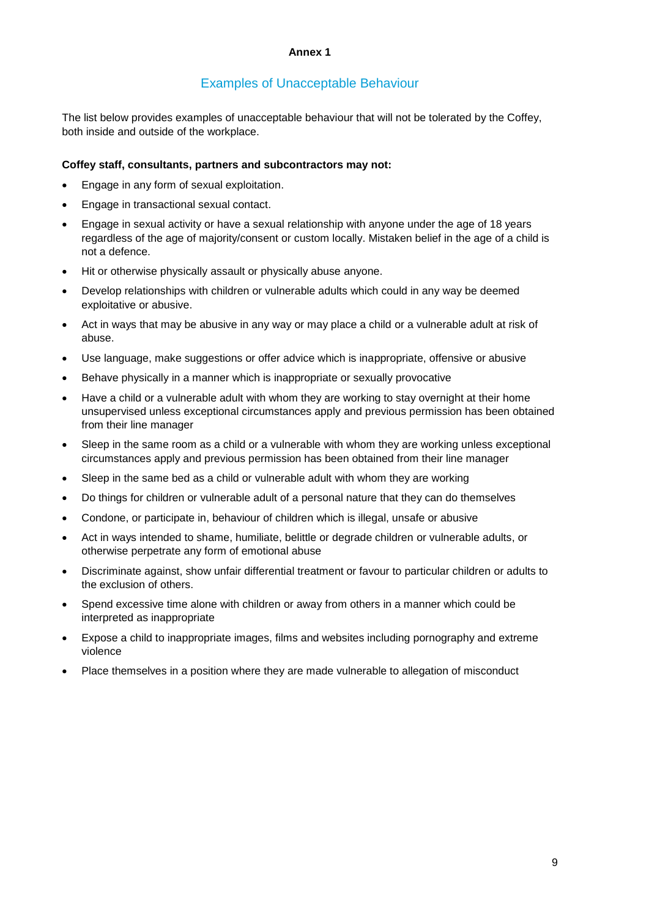**Annex 1**

## Examples of Unacceptable Behaviour

The list below provides examples of unacceptable behaviour that will not be tolerated by the Coffey, both inside and outside of the workplace.

**Coffey staff, consultants, partners and subcontractors may not:**

- Engage in any form of sexual exploitation.
- Engage in transactional sexual contact.
- Engage in sexual activity or have a sexual relationship with anyone under the age of 18 years regardless of the age of majority/consent or custom locally. Mistaken belief in the age of a child is not a defence.
- Hit or otherwise physically assault or physically abuse anyone.
- Develop relationships with children or vulnerable adults which could in any way be deemed exploitative or abusive.
- Act in ways that may be abusive in any way or may place a child or a vulnerable adult at risk of abuse.
- Use language, make suggestions or offer advice which is inappropriate, offensive or abusive
- Behave physically in a manner which is inappropriate or sexually provocative
- Have a child or a vulnerable adult with whom they are working to stay overnight at their home unsupervised unless exceptional circumstances apply and previous permission has been obtained from their line manager
- Sleep in the same room as a child or a vulnerable with whom they are working unless exceptional circumstances apply and previous permission has been obtained from their line manager
- Sleep in the same bed as a child or vulnerable adult with whom they are working
- Do things for children or vulnerable adult of a personal nature that they can do themselves
- Condone, or participate in, behaviour of children which is illegal, unsafe or abusive
- Act in ways intended to shame, humiliate, belittle or degrade children or vulnerable adults, or otherwise perpetrate any form of emotional abuse
- Discriminate against, show unfair differential treatment or favour to particular children or adults to the exclusion of others.
- Spend excessive time alone with children or away from others in a manner which could be interpreted as inappropriate
- Expose a child to inappropriate images, films and websites including pornography and extreme violence
- Place themselves in a position where they are made vulnerable to allegation of misconduct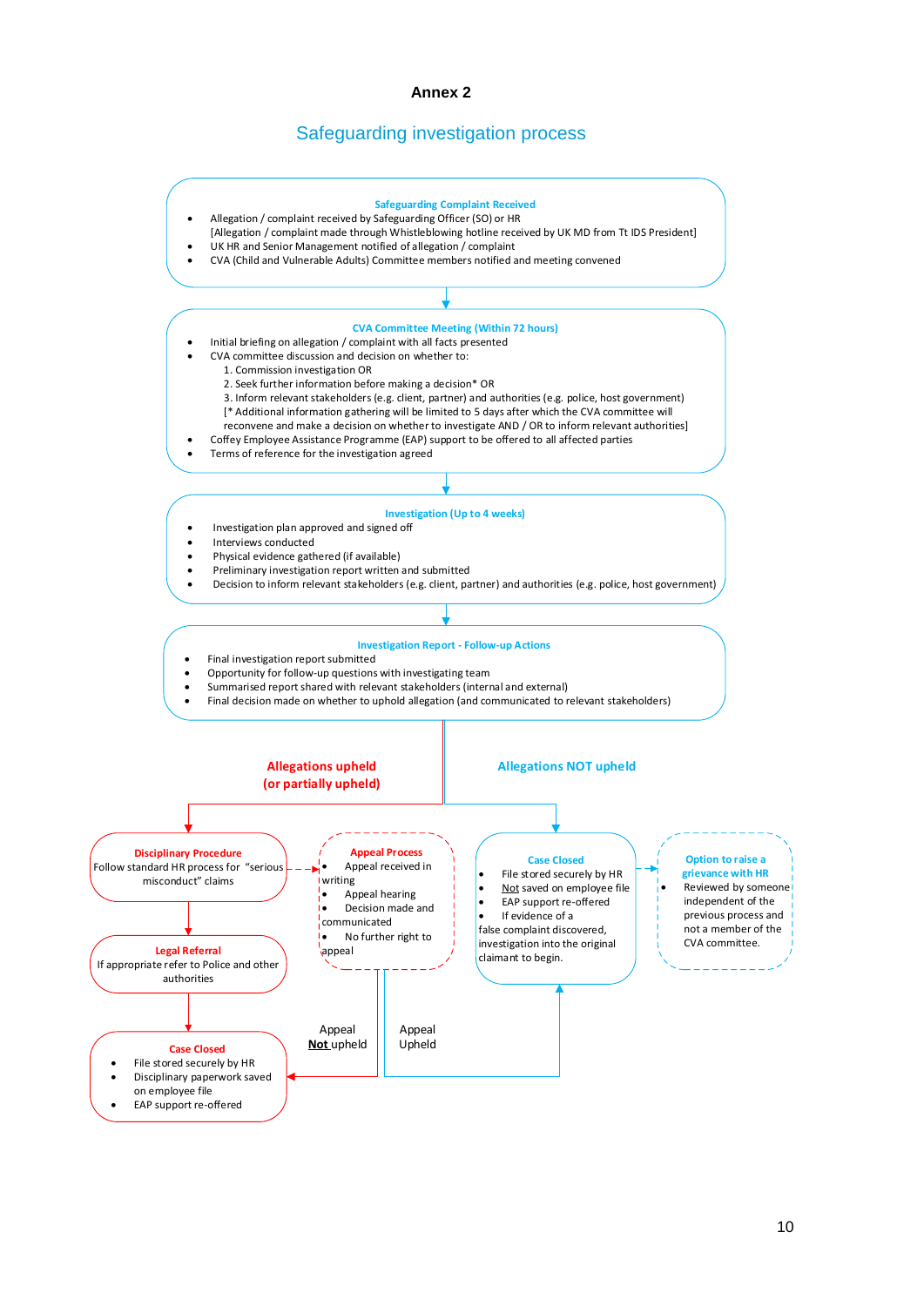**Annex 2**

## Safeguarding investigation process

**Safeguarding Complaint Received**

- Allegation / complaint received by Safeguarding Officer (SO) or HR
  [Allegation / complaint made through Whistleblowing hotline received by UK MD from Tt IDS President]
- UK HR and Senior Management notified of allegation / complaint
- CVA (Child and Vulnerable Adults) Committee members notified and meeting convened

**CVA Committee Meeting (Within 72 hours)**

- Initial briefing on allegation / complaint with all facts presented
- CVA committee discussion and decision on whether to:
  1. Commission investigation OR
  2. Seek further information before making a decision* OR
  3. Inform relevant stakeholders (e.g. client, partner) and authorities (e.g. police, host government)

  [* Additional information gathering will be limited to 5 days after which the CVA committee will reconvene and make a decision on whether to investigate AND / OR to inform relevant authorities]
- Coffey Employee Assistance Programme (EAP) support to be offered to all affected parties
- Terms of reference for the investigation agreed

**Investigation (Up to 4 weeks)**

- Investigation plan approved and signed off
- Interviews conducted
- Physical evidence gathered (if available)
- Preliminary investigation report written and submitted
- Decision to inform relevant stakeholders (e.g. client, partner) and authorities (e.g. police, host government)

**Investigation Report - Follow-up Actions**

- Final investigation report submitted
- Opportunity for follow-up questions with investigating team
- Summarised report shared with relevant stakeholders (internal and external)
- Final decision made on whether to uphold allegation (and communicated to relevant stakeholders)

**Allegations upheld (or partially upheld)**

**Disciplinary Procedure**
Follow standard HR process for "serious misconduct" claims

**Appeal Process**

- Appeal received in writing
- Appeal hearing
- Decision made and communicated
- No further right to appeal

Appeal **Not** upheld

Appeal Upheld

**Legal Referral**
If appropriate refer to Police and other authorities

**Case Closed**

- File stored securely by HR
- Disciplinary paperwork saved on employee file
- EAP support re-offered

**Allegations NOT upheld**

**Case Closed**

- File stored securely by HR
- Not saved on employee file
- EAP support re-offered
- If evidence of a false complaint discovered, investigation into the original claimant to begin.

**Option to raise a grievance with HR**

- Reviewed by someone independent of the previous process and not a member of the CVA committee.